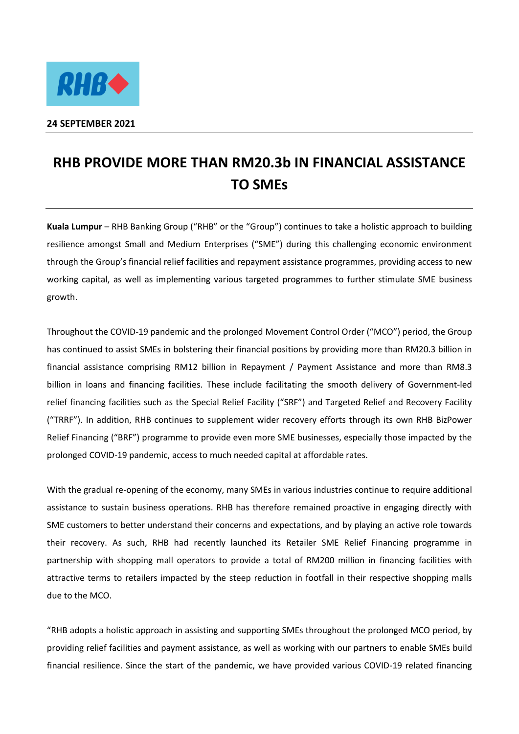**24 SEPTEMBER 2021**

# RHB PROVIDE MORE THAN RM20.3b IN FINANCIAL ASSISTANCE TO SMEs

**Kuala Lumpur** – RHB Banking Group ("RHB" or the "Group") continues to take a holistic approach to building resilience amongst Small and Medium Enterprises ("SME") during this challenging economic environment through the Group's financial relief facilities and repayment assistance programmes, providing access to new working capital, as well as implementing various targeted programmes to further stimulate SME business growth.

Throughout the COVID-19 pandemic and the prolonged Movement Control Order ("MCO") period, the Group has continued to assist SMEs in bolstering their financial positions by providing more than RM20.3 billion in financial assistance comprising RM12 billion in Repayment / Payment Assistance and more than RM8.3 billion in loans and financing facilities. These include facilitating the smooth delivery of Government-led relief financing facilities such as the Special Relief Facility ("SRF") and Targeted Relief and Recovery Facility ("TRRF"). In addition, RHB continues to supplement wider recovery efforts through its own RHB BizPower Relief Financing ("BRF") programme to provide even more SME businesses, especially those impacted by the prolonged COVID-19 pandemic, access to much needed capital at affordable rates.

With the gradual re-opening of the economy, many SMEs in various industries continue to require additional assistance to sustain business operations. RHB has therefore remained proactive in engaging directly with SME customers to better understand their concerns and expectations, and by playing an active role towards their recovery. As such, RHB had recently launched its Retailer SME Relief Financing programme in partnership with shopping mall operators to provide a total of RM200 million in financing facilities with attractive terms to retailers impacted by the steep reduction in footfall in their respective shopping malls due to the MCO.

"RHB adopts a holistic approach in assisting and supporting SMEs throughout the prolonged MCO period, by providing relief facilities and payment assistance, as well as working with our partners to enable SMEs build financial resilience. Since the start of the pandemic, we have provided various COVID-19 related financing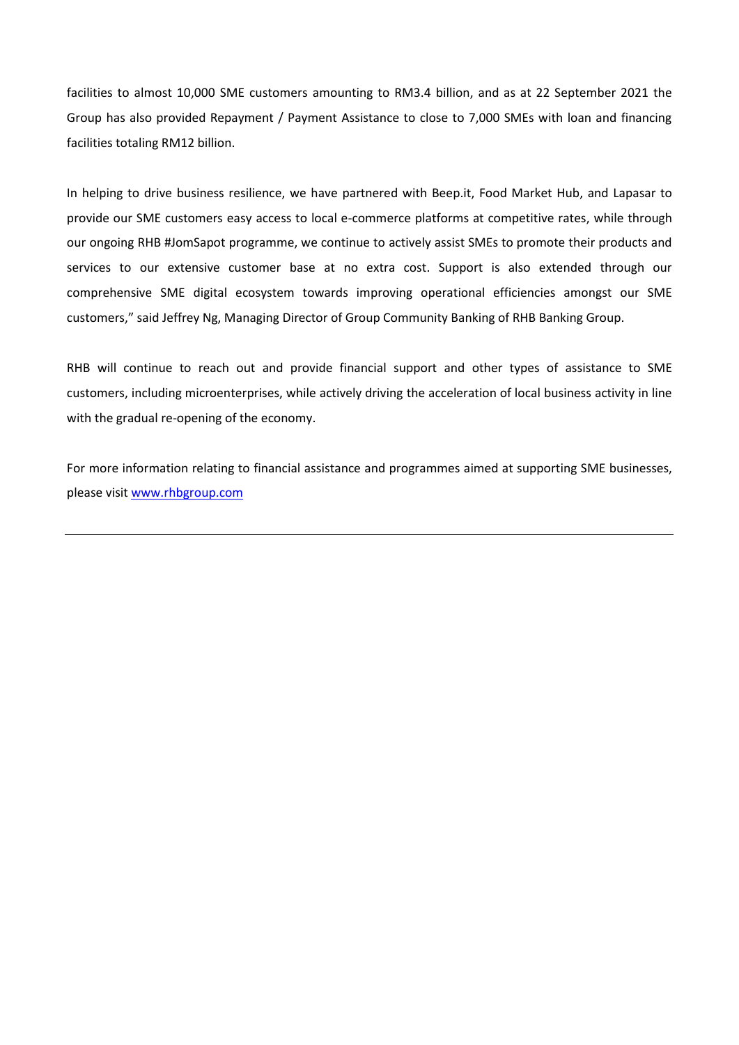facilities to almost 10,000 SME customers amounting to RM3.4 billion, and as at 22 September 2021 the Group has also provided Repayment / Payment Assistance to close to 7,000 SMEs with loan and financing facilities totaling RM12 billion.

In helping to drive business resilience, we have partnered with Beep.it, Food Market Hub, and Lapasar to provide our SME customers easy access to local e-commerce platforms at competitive rates, while through our ongoing RHB #JomSapot programme, we continue to actively assist SMEs to promote their products and services to our extensive customer base at no extra cost. Support is also extended through our comprehensive SME digital ecosystem towards improving operational efficiencies amongst our SME customers," said Jeffrey Ng, Managing Director of Group Community Banking of RHB Banking Group.

RHB will continue to reach out and provide financial support and other types of assistance to SME customers, including microenterprises, while actively driving the acceleration of local business activity in line with the gradual re-opening of the economy.

For more information relating to financial assistance and programmes aimed at supporting SME businesses, please visit [www.rhbgroup.com](http://www.rhbgroup.com)

---